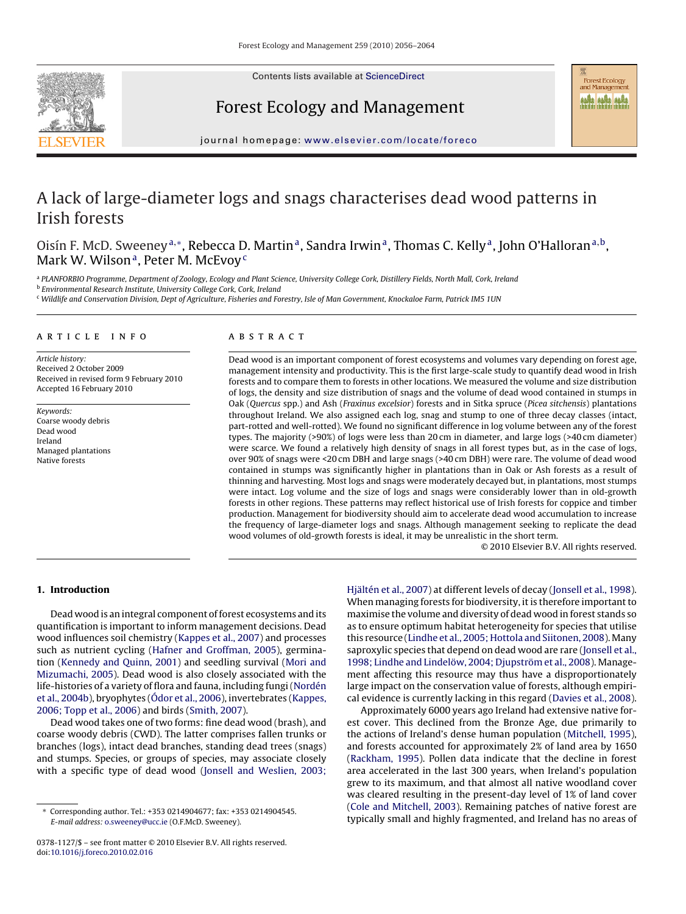# A lack of large-diameter logs and snags characterises dead wood patterns in Irish forests

Oisín F. McD. Sweeney[a,*], Rebecca D. Martin[a], Sandra Irwin[a], Thomas C. Kelly[a], John O'Halloran[a,b], Mark W. Wilson[a], Peter M. McEvoy[c]

[a] PLANFORBIO Programme, Department of Zoology, Ecology and Plant Science, University College Cork, Distillery Fields, North Mall, Cork, Ireland
[b] Environmental Research Institute, University College Cork, Cork, Ireland
[c] Wildlife and Conservation Division, Dept of Agriculture, Fisheries and Forestry, Isle of Man Government, Knockaloe Farm, Patrick IM5 1UN

## ARTICLE INFO

*Article history:*
Received 2 October 2009
Received in revised form 9 February 2010
Accepted 16 February 2010

*Keywords:*
Coarse woody debris
Dead wood
Ireland
Managed plantations
Native forests

## ABSTRACT

Dead wood is an important component of forest ecosystems and volumes vary depending on forest age, management intensity and productivity. This is the first large-scale study to quantify dead wood in Irish forests and to compare them to forests in other locations. We measured the volume and size distribution of logs, the density and size distribution of snags and the volume of dead wood contained in stumps in Oak (*Quercus* spp.) and Ash (*Fraxinus excelsior*) forests and in Sitka spruce (*Picea sitchensis*) plantations throughout Ireland. We also assigned each log, snag and stump to one of three decay classes (intact, part-rotted and well-rotted). We found no significant difference in log volume between any of the forest types. The majority (>90%) of logs were less than 20 cm in diameter, and large logs (>40 cm diameter) were scarce. We found a relatively high density of snags in all forest types but, as in the case of logs, over 90% of snags were <20 cm DBH and large snags (>40 cm DBH) were rare. The volume of dead wood contained in stumps was significantly higher in plantations than in Oak or Ash forests as a result of thinning and harvesting. Most logs and snags were moderately decayed but, in plantations, most stumps were intact. Log volume and the size of logs and snags were considerably lower than in old-growth forests in other regions. These patterns may reflect historical use of Irish forests for coppice and timber production. Management for biodiversity should aim to accelerate dead wood accumulation to increase the frequency of large-diameter logs and snags. Although management seeking to replicate the dead wood volumes of old-growth forests is ideal, it may be unrealistic in the short term.

© 2010 Elsevier B.V. All rights reserved.

## 1. Introduction

Dead wood is an integral component of forest ecosystems and its quantification is important to inform management decisions. Dead wood influences soil chemistry (Kappes et al., 2007) and processes such as nutrient cycling (Hafner and Groffman, 2005), germination (Kennedy and Quinn, 2001) and seedling survival (Mori and Mizumachi, 2005). Dead wood is also closely associated with the life-histories of a variety of flora and fauna, including fungi (Nordén et al., 2004b), bryophytes (Ódor et al., 2006), invertebrates (Kappes, 2006; Topp et al., 2006) and birds (Smith, 2007).

Dead wood takes one of two forms: fine dead wood (brash), and coarse woody debris (CWD). The latter comprises fallen trunks or branches (logs), intact dead branches, standing dead trees (snags) and stumps. Species, or groups of species, may associate closely with a specific type of dead wood (Jonsell and Weslien, 2003; Hjältén et al., 2007) at different levels of decay (Jonsell et al., 1998). When managing forests for biodiversity, it is therefore important to maximise the volume and diversity of dead wood in forest stands so as to ensure optimum habitat heterogeneity for species that utilise this resource (Lindhe et al., 2005; Hottola and Siitonen, 2008). Many saproxylic species that depend on dead wood are rare (Jonsell et al., 1998; Lindhe and Lindelöw, 2004; Djupström et al., 2008). Management affecting this resource may thus have a disproportionately large impact on the conservation value of forests, although empirical evidence is currently lacking in this regard (Davies et al., 2008).

Approximately 6000 years ago Ireland had extensive native forest cover. This declined from the Bronze Age, due primarily to the actions of Ireland's dense human population (Mitchell, 1995), and forests accounted for approximately 2% of land area by 1650 (Rackham, 1995). Pollen data indicate that the decline in forest area accelerated in the last 300 years, when Ireland's population grew to its maximum, and that almost all native woodland cover was cleared resulting in the present-day level of 1% of land cover (Cole and Mitchell, 2003). Remaining patches of native forest are typically small and highly fragmented, and Ireland has no areas of

* Corresponding author. Tel.: +353 0214904677; fax: +353 0214904545.
E-mail address: o.sweeney@ucc.ie (O.F.McD. Sweeney).

0378-1127/$ – see front matter © 2010 Elsevier B.V. All rights reserved.
doi:10.1016/j.foreco.2010.02.016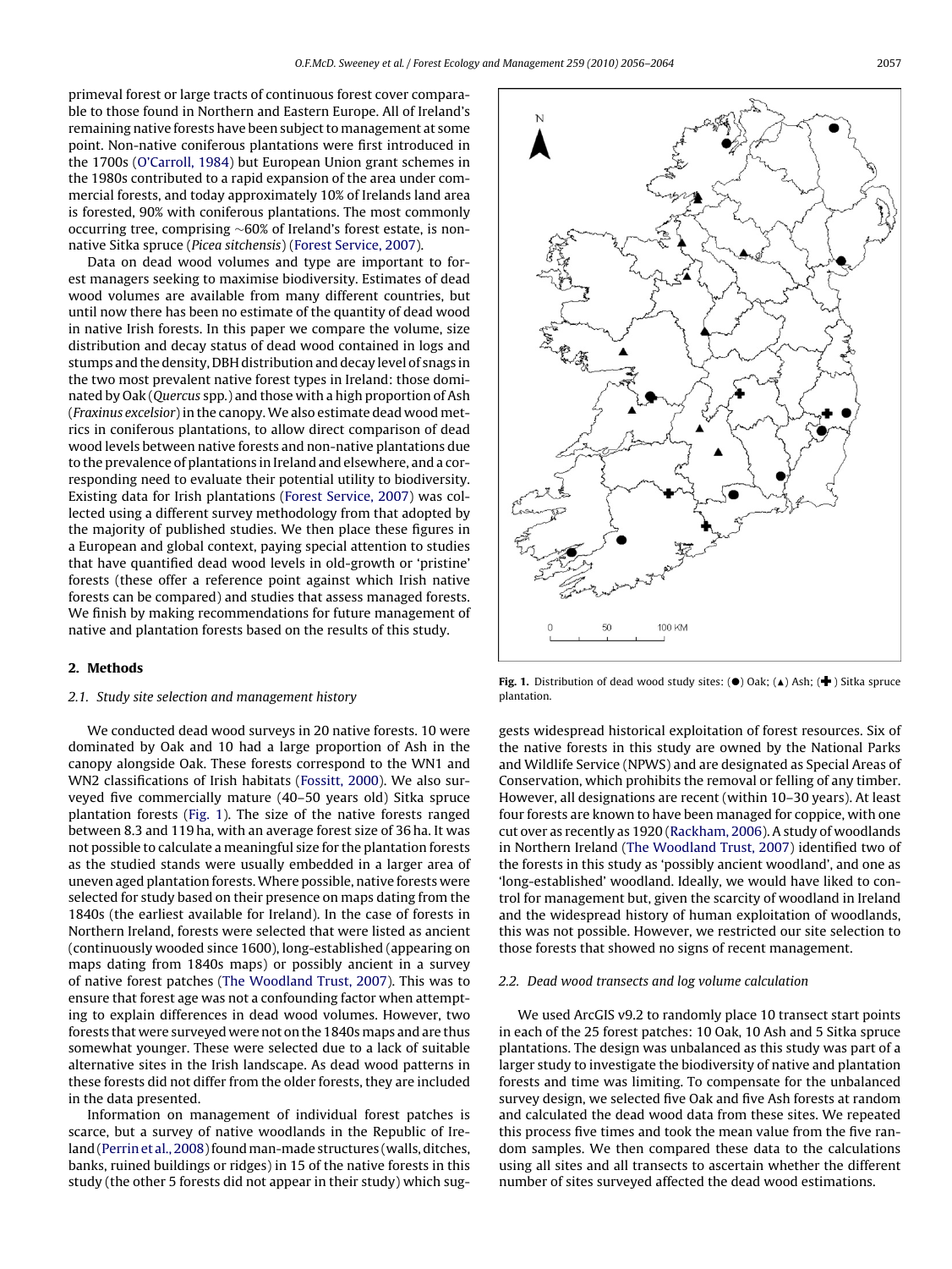primeval forest or large tracts of continuous forest cover comparable to those found in Northern and Eastern Europe. All of Ireland's remaining native forests have been subject to management at some point. Non-native coniferous plantations were first introduced in the 1700s (O'Carroll, 1984) but European Union grant schemes in the 1980s contributed to a rapid expansion of the area under commercial forests, and today approximately 10% of Irelands land area is forested, 90% with coniferous plantations. The most commonly occurring tree, comprising ~60% of Ireland's forest estate, is non-native Sitka spruce (*Picea sitchensis*) (Forest Service, 2007).

Data on dead wood volumes and type are important to forest managers seeking to maximise biodiversity. Estimates of dead wood volumes are available from many different countries, but until now there has been no estimate of the quantity of dead wood in native Irish forests. In this paper we compare the volume, size distribution and decay status of dead wood contained in logs and stumps and the density, DBH distribution and decay level of snags in the two most prevalent native forest types in Ireland: those dominated by Oak (*Quercus* spp.) and those with a high proportion of Ash (*Fraxinus excelsior*) in the canopy. We also estimate dead wood metrics in coniferous plantations, to allow direct comparison of dead wood levels between native forests and non-native plantations due to the prevalence of plantations in Ireland and elsewhere, and a corresponding need to evaluate their potential utility to biodiversity. Existing data for Irish plantations (Forest Service, 2007) was collected using a different survey methodology from that adopted by the majority of published studies. We then place these figures in a European and global context, paying special attention to studies that have quantified dead wood levels in old-growth or 'pristine' forests (these offer a reference point against which Irish native forests can be compared) and studies that assess managed forests. We finish by making recommendations for future management of native and plantation forests based on the results of this study.

## 2. Methods

### 2.1. Study site selection and management history

We conducted dead wood surveys in 20 native forests. 10 were dominated by Oak and 10 had a large proportion of Ash in the canopy alongside Oak. These forests correspond to the WN1 and WN2 classifications of Irish habitats (Fossitt, 2000). We also surveyed five commercially mature (40–50 years old) Sitka spruce plantation forests (Fig. 1). The size of the native forests ranged between 8.3 and 119 ha, with an average forest size of 36 ha. It was not possible to calculate a meaningful size for the plantation forests as the studied stands were usually embedded in a larger area of uneven aged plantation forests. Where possible, native forests were selected for study based on their presence on maps dating from the 1840s (the earliest available for Ireland). In the case of forests in Northern Ireland, forests were selected that were listed as ancient (continuously wooded since 1600), long-established (appearing on maps dating from 1840s maps) or possibly ancient in a survey of native forest patches (The Woodland Trust, 2007). This was to ensure that forest age was not a confounding factor when attempting to explain differences in dead wood volumes. However, two forests that were surveyed were not on the 1840s maps and are thus somewhat younger. These were selected due to a lack of suitable alternative sites in the Irish landscape. As dead wood patterns in these forests did not differ from the older forests, they are included in the data presented.

Information on management of individual forest patches is scarce, but a survey of native woodlands in the Republic of Ireland (Perrin et al., 2008) found man-made structures (walls, ditches, banks, ruined buildings or ridges) in 15 of the native forests in this study (the other 5 forests did not appear in their study) which suggests widespread historical exploitation of forest resources. Six of the native forests in this study are owned by the National Parks and Wildlife Service (NPWS) and are designated as Special Areas of Conservation, which prohibits the removal or felling of any timber. However, all designations are recent (within 10–30 years). At least four forests are known to have been managed for coppice, with one cut over as recently as 1920 (Rackham, 2006). A study of woodlands in Northern Ireland (The Woodland Trust, 2007) identified two of the forests in this study as 'possibly ancient woodland', and one as 'long-established' woodland. Ideally, we would have liked to control for management but, given the scarcity of woodland in Ireland and the widespread history of human exploitation of woodlands, this was not possible. However, we restricted our site selection to those forests that showed no signs of recent management.

**Fig. 1.** Distribution of dead wood study sites: (●) Oak; (▲) Ash; (✚) Sitka spruce plantation.

### 2.2. Dead wood transects and log volume calculation

We used ArcGIS v9.2 to randomly place 10 transect start points in each of the 25 forest patches: 10 Oak, 10 Ash and 5 Sitka spruce plantations. The design was unbalanced as this study was part of a larger study to investigate the biodiversity of native and plantation forests and time was limiting. To compensate for the unbalanced survey design, we selected five Oak and five Ash forests at random and calculated the dead wood data from these sites. We repeated this process five times and took the mean value from the five random samples. We then compared these data to the calculations using all sites and all transects to ascertain whether the different number of sites surveyed affected the dead wood estimations.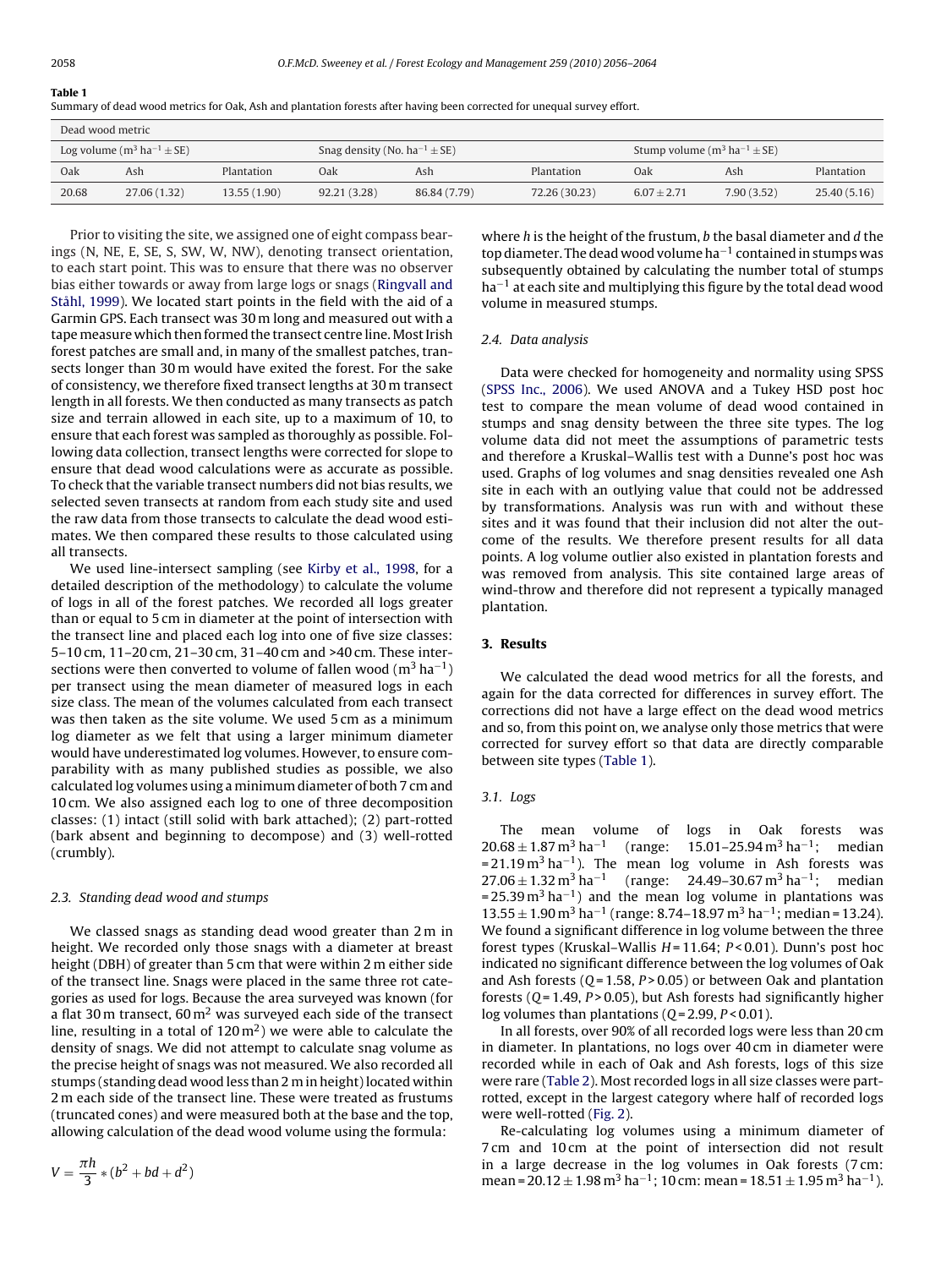**Table 1**
Summary of dead wood metrics for Oak, Ash and plantation forests after having been corrected for unequal survey effort.

| Dead wood metric | | | | | | | | |
|---|---|---|---|---|---|---|---|---|
| Log volume ($m^3\ ha^{-1} \pm SE$) | | | Snag density (No. $ha^{-1} \pm SE$) | | | Stump volume ($m^3\ ha^{-1} \pm SE$) | | |
| Oak | Ash | Plantation | Oak | Ash | Plantation | Oak | Ash | Plantation |
| 20.68 | 27.06 (1.32) | 13.55 (1.90) | 92.21 (3.28) | 86.84 (7.79) | 72.26 (30.23) | 6.07 ± 2.71 | 7.90 (3.52) | 25.40 (5.16) |

Prior to visiting the site, we assigned one of eight compass bearings (N, NE, E, SE, S, SW, W, NW), denoting transect orientation, to each start point. This was to ensure that there was no observer bias either towards or away from large logs or snags (Ringvall and Ståhl, 1999). We located start points in the field with the aid of a Garmin GPS. Each transect was 30 m long and measured out with a tape measure which then formed the transect centre line. Most Irish forest patches are small and, in many of the smallest patches, transects longer than 30 m would have exited the forest. For the sake of consistency, we therefore fixed transect lengths at 30 m transect length in all forests. We then conducted as many transects as patch size and terrain allowed in each site, up to a maximum of 10, to ensure that each forest was sampled as thoroughly as possible. Following data collection, transect lengths were corrected for slope to ensure that dead wood calculations were as accurate as possible. To check that the variable transect numbers did not bias results, we selected seven transects at random from each study site and used the raw data from those transects to calculate the dead wood estimates. We then compared these results to those calculated using all transects.

We used line-intersect sampling (see Kirby et al., 1998, for a detailed description of the methodology) to calculate the volume of logs in all of the forest patches. We recorded all logs greater than or equal to 5 cm in diameter at the point of intersection with the transect line and placed each log into one of five size classes: 5–10 cm, 11–20 cm, 21–30 cm, 31–40 cm and >40 cm. These intersections were then converted to volume of fallen wood ($m^3\ ha^{-1}$) per transect using the mean diameter of measured logs in each size class. The mean of the volumes calculated from each transect was then taken as the site volume. We used 5 cm as a minimum log diameter as we felt that using a larger minimum diameter would have underestimated log volumes. However, to ensure comparability with as many published studies as possible, we also calculated log volumes using a minimum diameter of both 7 cm and 10 cm. We also assigned each log to one of three decomposition classes: (1) intact (still solid with bark attached); (2) part-rotted (bark absent and beginning to decompose) and (3) well-rotted (crumbly).

### 2.3. Standing dead wood and stumps

We classed snags as standing dead wood greater than 2 m in height. We recorded only those snags with a diameter at breast height (DBH) of greater than 5 cm that were within 2 m either side of the transect line. Snags were placed in the same three rot categories as used for logs. Because the area surveyed was known (for a flat 30 m transect, 60 $m^2$ was surveyed each side of the transect line, resulting in a total of 120 $m^2$) we were able to calculate the density of snags. We did not attempt to calculate snag volume as the precise height of snags was not measured. We also recorded all stumps (standing dead wood less than 2 m in height) located within 2 m each side of the transect line. These were treated as frustums (truncated cones) and were measured both at the base and the top, allowing calculation of the dead wood volume using the formula:

$$V = \frac{\pi h}{3} * (b^2 + bd + d^2)$$

where $h$ is the height of the frustum, $b$ the basal diameter and $d$ the top diameter. The dead wood volume $ha^{-1}$ contained in stumps was subsequently obtained by calculating the number total of stumps $ha^{-1}$ at each site and multiplying this figure by the total dead wood volume in measured stumps.

### 2.4. Data analysis

Data were checked for homogeneity and normality using SPSS (SPSS Inc., 2006). We used ANOVA and a Tukey HSD post hoc test to compare the mean volume of dead wood contained in stumps and snag density between the three site types. The log volume data did not meet the assumptions of parametric tests and therefore a Kruskal–Wallis test with a Dunne's post hoc was used. Graphs of log volumes and snag densities revealed one Ash site in each with an outlying value that could not be addressed by transformations. Analysis was run with and without these sites and it was found that their inclusion did not alter the outcome of the results. We therefore present results for all data points. A log volume outlier also existed in plantation forests and was removed from analysis. This site contained large areas of wind-throw and therefore did not represent a typically managed plantation.

## 3. Results

We calculated the dead wood metrics for all the forests, and again for the data corrected for differences in survey effort. The corrections did not have a large effect on the dead wood metrics and so, from this point on, we analyse only those metrics that were corrected for survey effort so that data are directly comparable between site types (Table 1).

### 3.1. Logs

The mean volume of logs in Oak forests was $20.68 \pm 1.87\ m^3\ ha^{-1}$ (range: $15.01–25.94\ m^3\ ha^{-1}$; median $= 21.19\ m^3\ ha^{-1}$). The mean log volume in Ash forests was $27.06 \pm 1.32\ m^3\ ha^{-1}$ (range: $24.49–30.67\ m^3\ ha^{-1}$; median $= 25.39\ m^3\ ha^{-1}$) and the mean log volume in plantations was $13.55 \pm 1.90\ m^3\ ha^{-1}$ (range: $8.74–18.97\ m^3\ ha^{-1}$; median = 13.24). We found a significant difference in log volume between the three forest types (Kruskal–Wallis $H = 11.64$; $P < 0.01$). Dunn's post hoc indicated no significant difference between the log volumes of Oak and Ash forests ($Q = 1.58$, $P > 0.05$) or between Oak and plantation forests ($Q = 1.49$, $P > 0.05$), but Ash forests had significantly higher log volumes than plantations ($Q = 2.99$, $P < 0.01$).

In all forests, over 90% of all recorded logs were less than 20 cm in diameter. In plantations, no logs over 40 cm in diameter were recorded while in each of Oak and Ash forests, logs of this size were rare (Table 2). Most recorded logs in all size classes were part-rotted, except in the largest category where half of recorded logs were well-rotted (Fig. 2).

Re-calculating log volumes using a minimum diameter of 7 cm and 10 cm at the point of intersection did not result in a large decrease in the log volumes in Oak forests (7 cm: mean $= 20.12 \pm 1.98\ m^3\ ha^{-1}$; 10 cm: mean $= 18.51 \pm 1.95\ m^3\ ha^{-1}$).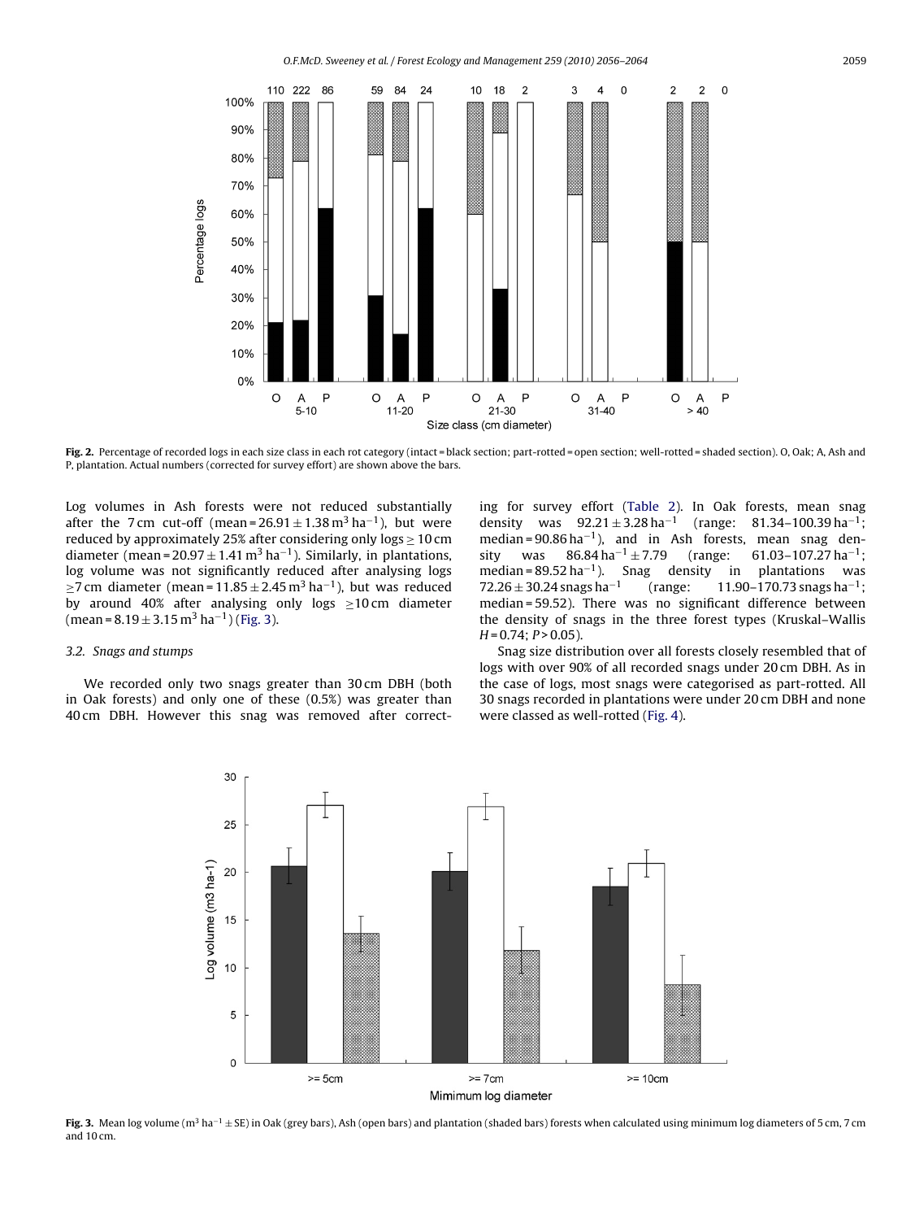Fig. 2. Percentage of recorded logs in each size class in each rot category (intact = black section; part-rotted = open section; well-rotted = shaded section). O, Oak; A, Ash and P, plantation. Actual numbers (corrected for survey effort) are shown above the bars.

Log volumes in Ash forests were not reduced substantially after the 7 cm cut-off (mean = $26.91 \pm 1.38\,m^3\,ha^{-1}$), but were reduced by approximately 25% after considering only logs ≥ 10 cm diameter (mean = $20.97 \pm 1.41\,m^3\,ha^{-1}$). Similarly, in plantations, log volume was not significantly reduced after analysing logs ≥7 cm diameter (mean = $11.85 \pm 2.45\,m^3\,ha^{-1}$), but was reduced by around 40% after analysing only logs ≥10 cm diameter (mean = $8.19 \pm 3.15\,m^3\,ha^{-1}$) (Fig. 3).

### 3.2. Snags and stumps

We recorded only two snags greater than 30 cm DBH (both in Oak forests) and only one of these (0.5%) was greater than 40 cm DBH. However this snag was removed after correcting for survey effort (Table 2). In Oak forests, mean snag density was $92.21 \pm 3.28\,ha^{-1}$ (range: 81.34–100.39 $ha^{-1}$; median = 90.86 $ha^{-1}$), and in Ash forests, mean snag density was 86.84 $ha^{-1}$ ± 7.79 (range: 61.03–107.27 $ha^{-1}$; median = 89.52 $ha^{-1}$). Snag density in plantations was 72.26 ± 30.24 snags $ha^{-1}$ (range: 11.90–170.73 snags $ha^{-1}$; median = 59.52). There was no significant difference between the density of snags in the three forest types (Kruskal–Wallis $H = 0.74$; $P > 0.05$).

Snag size distribution over all forests closely resembled that of logs with over 90% of all recorded snags under 20 cm DBH. As in the case of logs, most snags were categorised as part-rotted. All 30 snags recorded in plantations were under 20 cm DBH and none were classed as well-rotted (Fig. 4).

Fig. 3. Mean log volume ($m^3\,ha^{-1} \pm$ SE) in Oak (grey bars), Ash (open bars) and plantation (shaded bars) forests when calculated using minimum log diameters of 5 cm, 7 cm and 10 cm.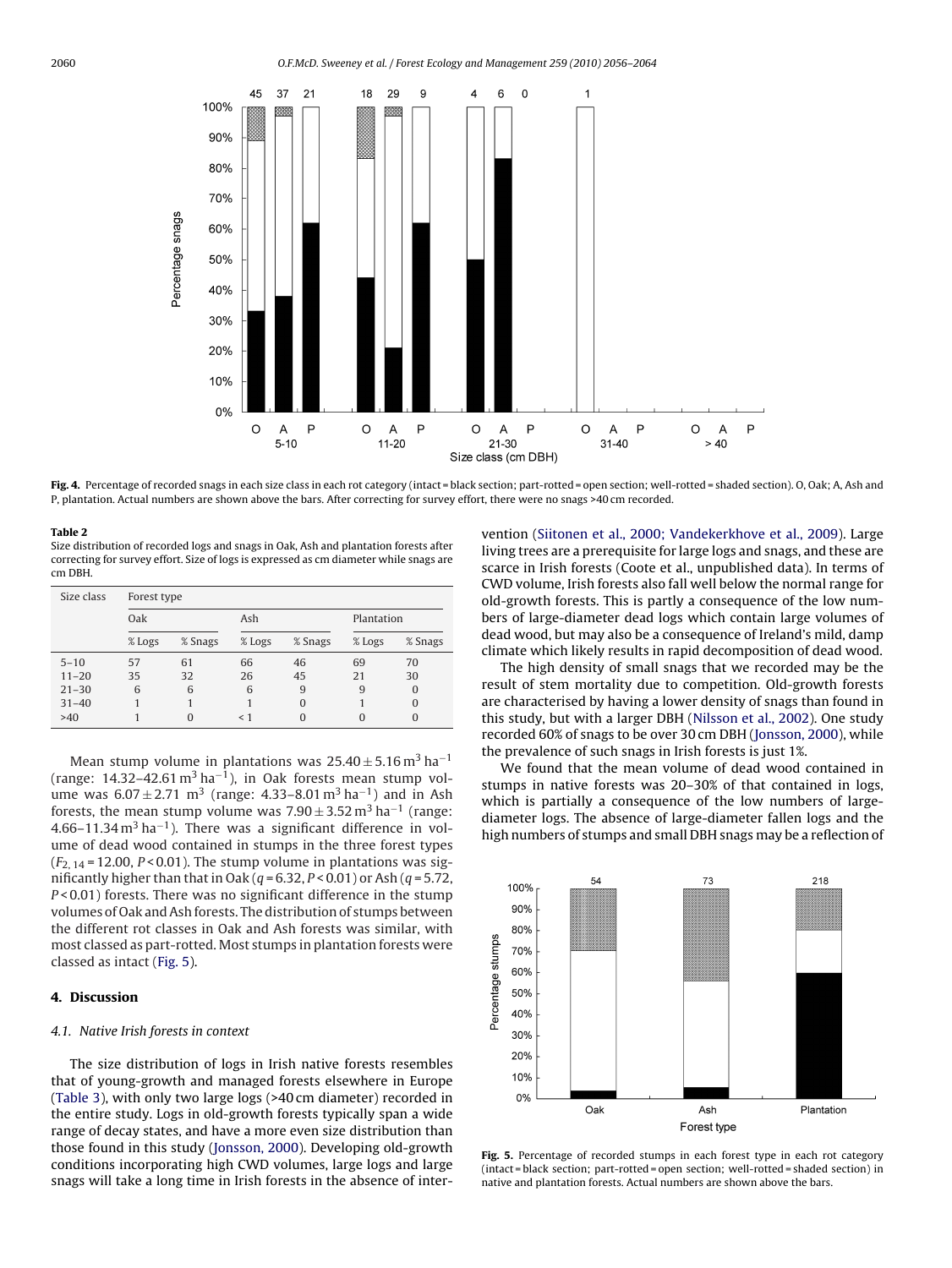Fig. 4. Percentage of recorded snags in each size class in each rot category (intact = black section; part-rotted = open section; well-rotted = shaded section). O, Oak; A, Ash and P, plantation. Actual numbers are shown above the bars. After correcting for survey effort, there were no snags >40 cm recorded.

**Table 2**
Size distribution of recorded logs and snags in Oak, Ash and plantation forests after correcting for survey effort. Size of logs is expressed as cm diameter while snags are cm DBH.

| Size class | Forest type | | | | | |
|---|---|---|---|---|---|---|
| | Oak | | Ash | | Plantation | |
| | % Logs | % Snags | % Logs | % Snags | % Logs | % Snags |
| 5–10 | 57 | 61 | 66 | 46 | 69 | 70 |
| 11–20 | 35 | 32 | 26 | 45 | 21 | 30 |
| 21–30 | 6 | 6 | 6 | 9 | 9 | 0 |
| 31–40 | 1 | 1 | 1 | 0 | 1 | 0 |
| >40 | 1 | 0 | < 1 | 0 | 0 | 0 |

Mean stump volume in plantations was $25.40 \pm 5.16\,m^3\,ha^{-1}$ (range: $14.32–42.61\,m^3\,ha^{-1}$), in Oak forests mean stump volume was $6.07 \pm 2.71\,m^3$ (range: $4.33–8.01\,m^3\,ha^{-1}$) and in Ash forests, the mean stump volume was $7.90 \pm 3.52\,m^3\,ha^{-1}$ (range: $4.66–11.34\,m^3\,ha^{-1}$). There was a significant difference in volume of dead wood contained in stumps in the three forest types ($F_{2,14} = 12.00$, $P < 0.01$). The stump volume in plantations was significantly higher than that in Oak ($q = 6.32$, $P < 0.01$) or Ash ($q = 5.72$, $P < 0.01$) forests. There was no significant difference in the stump volumes of Oak and Ash forests. The distribution of stumps between the different rot classes in Oak and Ash forests was similar, with most classed as part-rotted. Most stumps in plantation forests were classed as intact (Fig. 5).

## 4. Discussion

### 4.1. Native Irish forests in context

The size distribution of logs in Irish native forests resembles that of young-growth and managed forests elsewhere in Europe (Table 3), with only two large logs (>40 cm diameter) recorded in the entire study. Logs in old-growth forests typically span a wide range of decay states, and have a more even size distribution than those found in this study (Jonsson, 2000). Developing old-growth conditions incorporating high CWD volumes, large logs and large snags will take a long time in Irish forests in the absence of intervention (Siitonen et al., 2000; Vandekerkhove et al., 2009). Large living trees are a prerequisite for large logs and snags, and these are scarce in Irish forests (Coote et al., unpublished data). In terms of CWD volume, Irish forests also fall well below the normal range for old-growth forests. This is partly a consequence of the low numbers of large-diameter dead logs which contain large volumes of dead wood, but may also be a consequence of Ireland's mild, damp climate which likely results in rapid decomposition of dead wood.

The high density of small snags that we recorded may be the result of stem mortality due to competition. Old-growth forests are characterised by having a lower density of snags than found in this study, but with a larger DBH (Nilsson et al., 2002). One study recorded 60% of snags to be over 30 cm DBH (Jonsson, 2000), while the prevalence of such snags in Irish forests is just 1%.

We found that the mean volume of dead wood contained in stumps in native forests was 20–30% of that contained in logs, which is partially a consequence of the low numbers of large-diameter logs. The absence of large-diameter fallen logs and the high numbers of stumps and small DBH snags may be a reflection of

Fig. 5. Percentage of recorded stumps in each forest type in each rot category (intact = black section; part-rotted = open section; well-rotted = shaded section) in native and plantation forests. Actual numbers are shown above the bars.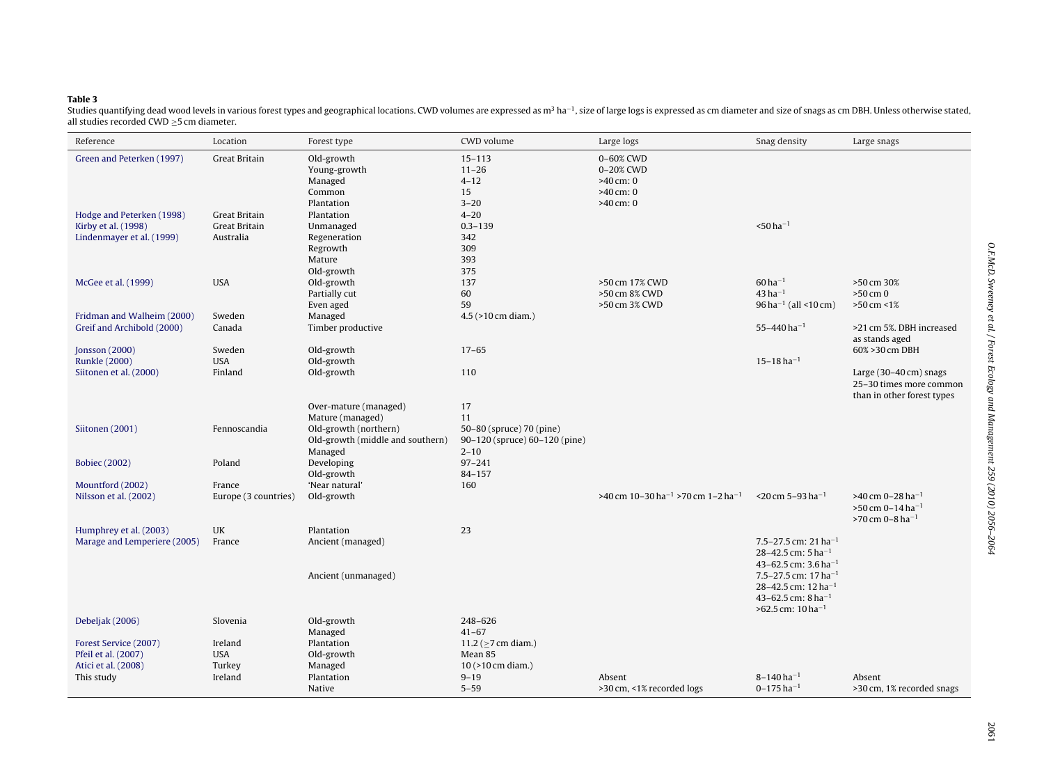**Table 3**
Studies quantifying dead wood levels in various forest types and geographical locations. CWD volumes are expressed as $m^3$ $ha^{-1}$, size of large logs is expressed as cm diameter and size of snags as cm DBH. Unless otherwise stated, all studies recorded CWD ≥5 cm diameter.

| Reference | Location | Forest type | CWD volume | Large logs | Snag density | Large snags |
|---|---|---|---|---|---|---|
| Green and Peterken (1997) | Great Britain | Old-growth | 15–113 | 0–60% CWD | | |
| | | Young-growth | 11–26 | 0–20% CWD | | |
| | | Managed | 4–12 | >40 cm: 0 | | |
| | | Common | 15 | >40 cm: 0 | | |
| | | Plantation | 3–20 | >40 cm: 0 | | |
| Hodge and Peterken (1998) | Great Britain | Plantation | 4–20 | | | |
| Kirby et al. (1998) | Great Britain | Unmanaged | 0.3–139 | | <50 $ha^{-1}$ | |
| Lindenmayer et al. (1999) | Australia | Regeneration | 342 | | | |
| | | Regrowth | 309 | | | |
| | | Mature | 393 | | | |
| | | Old-growth | 375 | | | |
| McGee et al. (1999) | USA | Old-growth | 137 | >50 cm 17% CWD | 60 $ha^{-1}$ | >50 cm 30% |
| | | Partially cut | 60 | >50 cm 8% CWD | 43 $ha^{-1}$ | >50 cm 0 |
| | | Even aged | 59 | >50 cm 3% CWD | 96 $ha^{-1}$ (all <10 cm) | >50 cm <1% |
| Fridman and Walheim (2000) | Sweden | Managed | 4.5 (>10 cm diam.) | | | |
| Greif and Archibold (2000) | Canada | Timber productive | | | 55–440 $ha^{-1}$ | >21 cm 5%. DBH increased as stands aged |
| Jonsson (2000) | Sweden | Old-growth | 17–65 | | | 60% >30 cm DBH |
| Runkle (2000) | USA | Old-growth | | | 15–18 $ha^{-1}$ | |
| Siitonen et al. (2000) | Finland | Old-growth | 110 | | | Large (30–40 cm) snags 25–30 times more common than in other forest types |
| | | Over-mature (managed) | 17 | | | |
| | | Mature (managed) | 11 | | | |
| Siitonen (2001) | Fennoscandia | Old-growth (northern) | 50–80 (spruce) 70 (pine) | | | |
| | | Old-growth (middle and southern) | 90–120 (spruce) 60–120 (pine) | | | |
| | | Managed | 2–10 | | | |
| Bobiec (2002) | Poland | Developing | 97–241 | | | |
| | | Old-growth | 84–157 | | | |
| Mountford (2002) | France | 'Near natural' | 160 | | | |
| Nilsson et al. (2002) | Europe (3 countries) | Old-growth | | >40 cm 10–30 $ha^{-1}$ >70 cm 1–2 $ha^{-1}$ | <20 cm 5–93 $ha^{-1}$ | >40 cm 0–28 $ha^{-1}$ >50 cm 0–14 $ha^{-1}$ >70 cm 0–8 $ha^{-1}$ |
| Humphrey et al. (2003) | UK | Plantation | 23 | | | |
| Marage and Lemperiere (2005) | France | Ancient (managed) | | | 7.5–27.5 cm: 21 $ha^{-1}$ 28–42.5 cm: 5 $ha^{-1}$ 43–62.5 cm: 3.6 $ha^{-1}$ | |
| | | Ancient (unmanaged) | | | 7.5–27.5 cm: 17 $ha^{-1}$ 28–42.5 cm: 12 $ha^{-1}$ 43–62.5 cm: 8 $ha^{-1}$ >62.5 cm: 10 $ha^{-1}$ | |
| Debeljak (2006) | Slovenia | Old-growth | 248–626 | | | |
| | | Managed | 41–67 | | | |
| Forest Service (2007) | Ireland | Plantation | 11.2 (≥7 cm diam.) | | | |
| Pfeil et al. (2007) | USA | Old-growth | Mean 85 | | | |
| Atici et al. (2008) | Turkey | Managed | 10 (>10 cm diam.) | | | |
| This study | Ireland | Plantation | 9–19 | Absent | 8–140 $ha^{-1}$ | Absent |
| | | Native | 5–59 | >30 cm, <1% recorded logs | 0–175 $ha^{-1}$ | >30 cm, 1% recorded snags |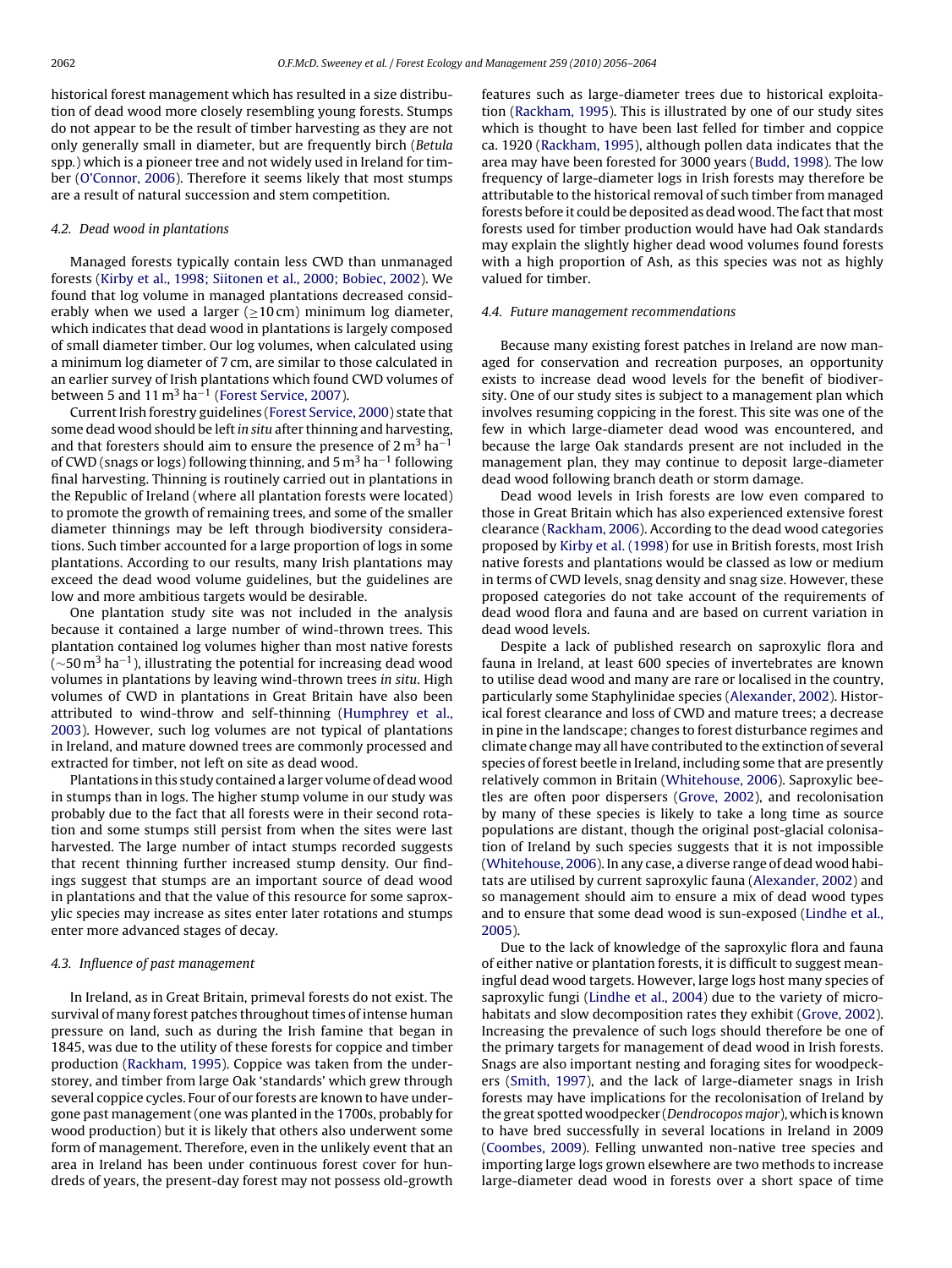historical forest management which has resulted in a size distribution of dead wood more closely resembling young forests. Stumps do not appear to be the result of timber harvesting as they are not only generally small in diameter, but are frequently birch (*Betula* spp.) which is a pioneer tree and not widely used in Ireland for timber (O'Connor, 2006). Therefore it seems likely that most stumps are a result of natural succession and stem competition.

### 4.2. Dead wood in plantations

Managed forests typically contain less CWD than unmanaged forests (Kirby et al., 1998; Siitonen et al., 2000; Bobiec, 2002). We found that log volume in managed plantations decreased considerably when we used a larger (≥10 cm) minimum log diameter, which indicates that dead wood in plantations is largely composed of small diameter timber. Our log volumes, when calculated using a minimum log diameter of 7 cm, are similar to those calculated in an earlier survey of Irish plantations which found CWD volumes of between 5 and 11 $m^3$ $ha^{-1}$ (Forest Service, 2007).

Current Irish forestry guidelines (Forest Service, 2000) state that some dead wood should be left *in situ* after thinning and harvesting, and that foresters should aim to ensure the presence of 2 $m^3$ $ha^{-1}$ of CWD (snags or logs) following thinning, and 5 $m^3$ $ha^{-1}$ following final harvesting. Thinning is routinely carried out in plantations in the Republic of Ireland (where all plantation forests were located) to promote the growth of remaining trees, and some of the smaller diameter thinnings may be left through biodiversity considerations. Such timber accounted for a large proportion of logs in some plantations. According to our results, many Irish plantations may exceed the dead wood volume guidelines, but the guidelines are low and more ambitious targets would be desirable.

One plantation study site was not included in the analysis because it contained a large number of wind-thrown trees. This plantation contained log volumes higher than most native forests (~50 $m^3$ $ha^{-1}$), illustrating the potential for increasing dead wood volumes in plantations by leaving wind-thrown trees *in situ*. High volumes of CWD in plantations in Great Britain have also been attributed to wind-throw and self-thinning (Humphrey et al., 2003). However, such log volumes are not typical of plantations in Ireland, and mature downed trees are commonly processed and extracted for timber, not left on site as dead wood.

Plantations in this study contained a larger volume of dead wood in stumps than in logs. The higher stump volume in our study was probably due to the fact that all forests were in their second rotation and some stumps still persist from when the sites were last harvested. The large number of intact stumps recorded suggests that recent thinning further increased stump density. Our findings suggest that stumps are an important source of dead wood in plantations and that the value of this resource for some saproxylic species may increase as sites enter later rotations and stumps enter more advanced stages of decay.

### 4.3. Influence of past management

In Ireland, as in Great Britain, primeval forests do not exist. The survival of many forest patches throughout times of intense human pressure on land, such as during the Irish famine that began in 1845, was due to the utility of these forests for coppice and timber production (Rackham, 1995). Coppice was taken from the understorey, and timber from large Oak 'standards' which grew through several coppice cycles. Four of our forests are known to have undergone past management (one was planted in the 1700s, probably for wood production) but it is likely that others also underwent some form of management. Therefore, even in the unlikely event that an area in Ireland has been under continuous forest cover for hundreds of years, the present-day forest may not possess old-growth features such as large-diameter trees due to historical exploitation (Rackham, 1995). This is illustrated by one of our study sites which is thought to have been last felled for timber and coppice ca. 1920 (Rackham, 1995), although pollen data indicates that the area may have been forested for 3000 years (Budd, 1998). The low frequency of large-diameter logs in Irish forests may therefore be attributable to the historical removal of such timber from managed forests before it could be deposited as dead wood. The fact that most forests used for timber production would have had Oak standards may explain the slightly higher dead wood volumes found forests with a high proportion of Ash, as this species was not as highly valued for timber.

### 4.4. Future management recommendations

Because many existing forest patches in Ireland are now managed for conservation and recreation purposes, an opportunity exists to increase dead wood levels for the benefit of biodiversity. One of our study sites is subject to a management plan which involves resuming coppicing in the forest. This site was one of the few in which large-diameter dead wood was encountered, and because the large Oak standards present are not included in the management plan, they may continue to deposit large-diameter dead wood following branch death or storm damage.

Dead wood levels in Irish forests are low even compared to those in Great Britain which has also experienced extensive forest clearance (Rackham, 2006). According to the dead wood categories proposed by Kirby et al. (1998) for use in British forests, most Irish native forests and plantations would be classed as low or medium in terms of CWD levels, snag density and snag size. However, these proposed categories do not take account of the requirements of dead wood flora and fauna and are based on current variation in dead wood levels.

Despite a lack of published research on saproxylic flora and fauna in Ireland, at least 600 species of invertebrates are known to utilise dead wood and many are rare or localised in the country, particularly some Staphylinidae species (Alexander, 2002). Historical forest clearance and loss of CWD and mature trees; a decrease in pine in the landscape; changes to forest disturbance regimes and climate change may all have contributed to the extinction of several species of forest beetle in Ireland, including some that are presently relatively common in Britain (Whitehouse, 2006). Saproxylic beetles are often poor dispersers (Grove, 2002), and recolonisation by many of these species is likely to take a long time as source populations are distant, though the original post-glacial colonisation of Ireland by such species suggests that it is not impossible (Whitehouse, 2006). In any case, a diverse range of dead wood habitats are utilised by current saproxylic fauna (Alexander, 2002) and so management should aim to ensure a mix of dead wood types and to ensure that some dead wood is sun-exposed (Lindhe et al., 2005).

Due to the lack of knowledge of the saproxylic flora and fauna of either native or plantation forests, it is difficult to suggest meaningful dead wood targets. However, large logs host many species of saproxylic fungi (Lindhe et al., 2004) due to the variety of microhabitats and slow decomposition rates they exhibit (Grove, 2002). Increasing the prevalence of such logs should therefore be one of the primary targets for management of dead wood in Irish forests. Snags are also important nesting and foraging sites for woodpeckers (Smith, 1997), and the lack of large-diameter snags in Irish forests may have implications for the recolonisation of Ireland by the great spotted woodpecker (*Dendrocopos major*), which is known to have bred successfully in several locations in Ireland in 2009 (Coombes, 2009). Felling unwanted non-native tree species and importing large logs grown elsewhere are two methods to increase large-diameter dead wood in forests over a short space of time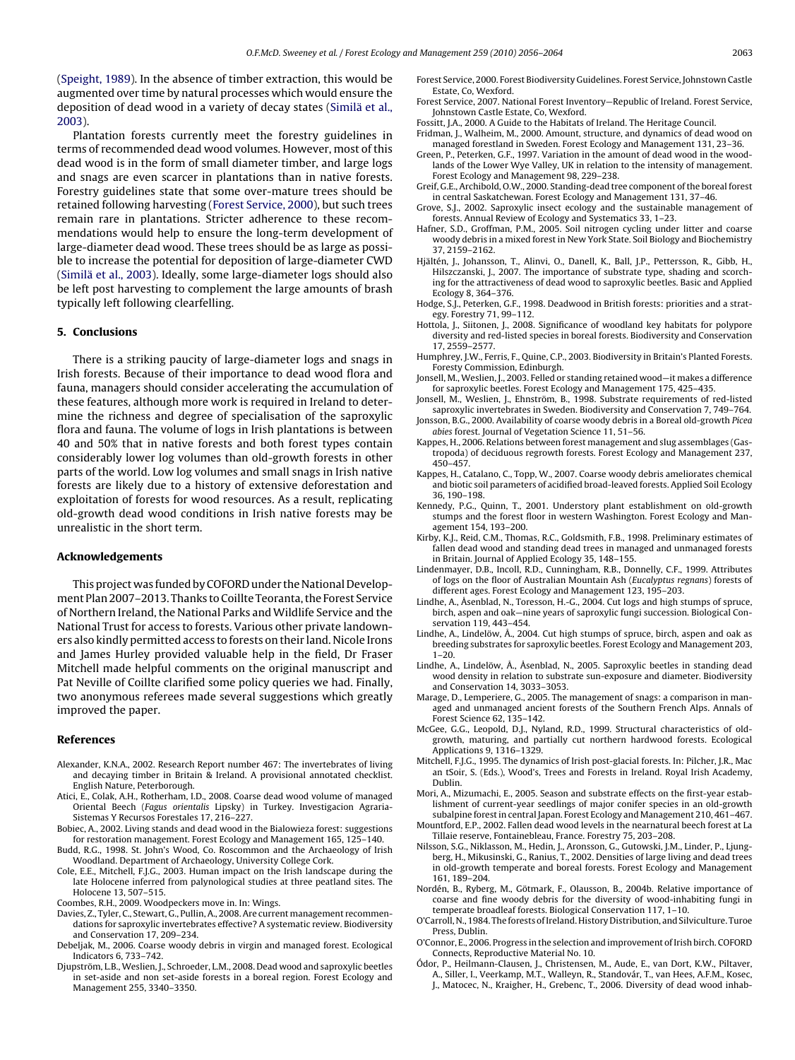(Speight, 1989). In the absence of timber extraction, this would be augmented over time by natural processes which would ensure the deposition of dead wood in a variety of decay states (Similä et al., 2003).

Plantation forests currently meet the forestry guidelines in terms of recommended dead wood volumes. However, most of this dead wood is in the form of small diameter timber, and large logs and snags are even scarcer in plantations than in native forests. Forestry guidelines state that some over-mature trees should be retained following harvesting (Forest Service, 2000), but such trees remain rare in plantations. Stricter adherence to these recommendations would help to ensure the long-term development of large-diameter dead wood. These trees should be as large as possible to increase the potential for deposition of large-diameter CWD (Similä et al., 2003). Ideally, some large-diameter logs should also be left post harvesting to complement the large amounts of brash typically left following clearfelling.

## 5. Conclusions

There is a striking paucity of large-diameter logs and snags in Irish forests. Because of their importance to dead wood flora and fauna, managers should consider accelerating the accumulation of these features, although more work is required in Ireland to determine the richness and degree of specialisation of the saproxylic flora and fauna. The volume of logs in Irish plantations is between 40 and 50% that in native forests and both forest types contain considerably lower log volumes than old-growth forests in other parts of the world. Low log volumes and small snags in Irish native forests are likely due to a history of extensive deforestation and exploitation of forests for wood resources. As a result, replicating old-growth dead wood conditions in Irish native forests may be unrealistic in the short term.

## Acknowledgements

This project was funded by COFORD under the National Development Plan 2007–2013. Thanks to Coillte Teoranta, the Forest Service of Northern Ireland, the National Parks and Wildlife Service and the National Trust for access to forests. Various other private landowners also kindly permitted access to forests on their land. Nicole Irons and James Hurley provided valuable help in the field, Dr Fraser Mitchell made helpful comments on the original manuscript and Pat Neville of Coillte clarified some policy queries we had. Finally, two anonymous referees made several suggestions which greatly improved the paper.

## References

Alexander, K.N.A., 2002. Research Report number 467: The invertebrates of living and decaying timber in Britain & Ireland. A provisional annotated checklist. English Nature, Peterborough.

Atici, E., Colak, A.H., Rotherham, I.D., 2008. Coarse dead wood volume of managed Oriental Beech (*Fagus orientalis* Lipsky) in Turkey. Investigacion Agraria-Sistemas Y Recursos Forestales 17, 216–227.

Bobiec, A., 2002. Living stands and dead wood in the Bialowieza forest: suggestions for restoration management. Forest Ecology and Management 165, 125–140.

Budd, R.G., 1998. St. John's Wood, Co. Roscommon and the Archaeology of Irish Woodland. Department of Archaeology, University College Cork.

Cole, E.E., Mitchell, F.J.G., 2003. Human impact on the Irish landscape during the late Holocene inferred from palynological studies at three peatland sites. The Holocene 13, 507–515.

Coombes, R.H., 2009. Woodpeckers move in. In: Wings.

Davies, Z., Tyler, C., Stewart, G., Pullin, A., 2008. Are current management recommendations for saproxylic invertebrates effective? A systematic review. Biodiversity and Conservation 17, 209–234.

Debeljak, M., 2006. Coarse woody debris in virgin and managed forest. Ecological Indicators 6, 733–742.

Djupström, L.B., Weslien, J., Schroeder, L.M., 2008. Dead wood and saproxylic beetles in set-aside and non set-aside forests in a boreal region. Forest Ecology and Management 255, 3340–3350.

Forest Service, 2000. Forest Biodiversity Guidelines. Forest Service, Johnstown Castle Estate, Co, Wexford.

Forest Service, 2007. National Forest Inventory—Republic of Ireland. Forest Service, Johnstown Castle Estate, Co, Wexford.

Fossitt, J.A., 2000. A Guide to the Habitats of Ireland. The Heritage Council.

Fridman, J., Walheim, M., 2000. Amount, structure, and dynamics of dead wood on managed forestland in Sweden. Forest Ecology and Management 131, 23–36.

Green, P., Peterken, G.F., 1997. Variation in the amount of dead wood in the woodlands of the Lower Wye Valley, UK in relation to the intensity of management. Forest Ecology and Management 98, 229–238.

Greif, G.E., Archibold, O.W., 2000. Standing-dead tree component of the boreal forest in central Saskatchewan. Forest Ecology and Management 131, 37–46.

Grove, S.J., 2002. Saproxylic insect ecology and the sustainable management of forests. Annual Review of Ecology and Systematics 33, 1–23.

Hafner, S.D., Groffman, P.M., 2005. Soil nitrogen cycling under litter and coarse woody debris in a mixed forest in New York State. Soil Biology and Biochemistry 37, 2159–2162.

Hjältén, J., Johansson, T., Alinvi, O., Danell, K., Ball, J.P., Pettersson, R., Gibb, H., Hilszczanski, J., 2007. The importance of substrate type, shading and scorching for the attractiveness of dead wood to saproxylic beetles. Basic and Applied Ecology 8, 364–376.

Hodge, S.J., Peterken, G.F., 1998. Deadwood in British forests: priorities and a strategy. Forestry 71, 99–112.

Hottola, J., Siitonen, J., 2008. Significance of woodland key habitats for polypore diversity and red-listed species in boreal forests. Biodiversity and Conservation 17, 2559–2577.

Humphrey, J.W., Ferris, F., Quine, C.P., 2003. Biodiversity in Britain's Planted Forests. Foresty Commission, Edinburgh.

Jonsell, M., Weslien, J., 2003. Felled or standing retained wood—it makes a difference for saproxylic beetles. Forest Ecology and Management 175, 425–435.

Jonsell, M., Weslien, J., Ehnström, B., 1998. Substrate requirements of red-listed saproxylic invertebrates in Sweden. Biodiversity and Conservation 7, 749–764.

Jonsson, B.G., 2000. Availability of coarse woody debris in a Boreal old-growth *Picea abies* forest. Journal of Vegetation Science 11, 51–56.

Kappes, H., 2006. Relations between forest management and slug assemblages (Gastropoda) of deciduous regrowth forests. Forest Ecology and Management 237, 450–457.

Kappes, H., Catalano, C., Topp, W., 2007. Coarse woody debris ameliorates chemical and biotic soil parameters of acidified broad-leaved forests. Applied Soil Ecology 36, 190–198.

Kennedy, P.G., Quinn, T., 2001. Understory plant establishment on old-growth stumps and the forest floor in western Washington. Forest Ecology and Management 154, 193–200.

Kirby, K.J., Reid, C.M., Thomas, R.C., Goldsmith, F.B., 1998. Preliminary estimates of fallen dead wood and standing dead trees in managed and unmanaged forests in Britain. Journal of Applied Ecology 35, 148–155.

Lindenmayer, D.B., Incoll, R.D., Cunningham, R.B., Donnelly, C.F., 1999. Attributes of logs on the floor of Australian Mountain Ash (*Eucalyptus regnans*) forests of different ages. Forest Ecology and Management 123, 195–203.

Lindhe, A., Åsenblad, N., Toresson, H.-G., 2004. Cut logs and high stumps of spruce, birch, aspen and oak—nine years of saproxylic fungi succession. Biological Conservation 119, 443–454.

Lindhe, A., Lindelöw, Å., 2004. Cut high stumps of spruce, birch, aspen and oak as breeding substrates for saproxylic beetles. Forest Ecology and Management 203, 1–20.

Lindhe, A., Lindelöw, Å., Åsenblad, N., 2005. Saproxylic beetles in standing dead wood density in relation to substrate sun-exposure and diameter. Biodiversity and Conservation 14, 3033–3053.

Marage, D., Lemperiere, G., 2005. The management of snags: a comparison in managed and unmanaged ancient forests of the Southern French Alps. Annals of Forest Science 62, 135–142.

McGee, G.G., Leopold, D.J., Nyland, R.D., 1999. Structural characteristics of old-growth, maturing, and partially cut northern hardwood forests. Ecological Applications 9, 1316–1329.

Mitchell, F.J.G., 1995. The dynamics of Irish post-glacial forests. In: Pilcher, J.R., Mac an tSoir, S. (Eds.), Wood's, Trees and Forests in Ireland. Royal Irish Academy, Dublin.

Mori, A., Mizumachi, E., 2005. Season and substrate effects on the first-year establishment of current-year seedlings of major conifer species in an old-growth subalpine forest in central Japan. Forest Ecology and Management 210, 461–467.

Mountford, E.P., 2002. Fallen dead wood levels in the nearnatural beech forest at La Tillaie reserve, Fontainebleau, France. Forestry 75, 203–208.

Nilsson, S.G., Niklasson, M., Hedin, J., Aronsson, G., Gutowski, J.M., Linder, P., Ljungberg, H., Mikusinski, G., Ranius, T., 2002. Densities of large living and dead trees in old-growth temperate and boreal forests. Forest Ecology and Management 161, 189–204.

Nordén, B., Ryberg, M., Götmark, F., Olausson, B., 2004b. Relative importance of coarse and fine woody debris for the diversity of wood-inhabiting fungi in temperate broadleaf forests. Biological Conservation 117, 1–10.

O'Carroll, N., 1984. The forests of Ireland. History Distribution, and Silviculture. Turoe Press, Dublin.

O'Connor, E., 2006. Progress in the selection and improvement of Irish birch. COFORD Connects, Reproductive Material No. 10.

Ódor, P., Heilmann-Clausen, J., Christensen, M., Aude, E., van Dort, K.W., Piltaver, A., Siller, I., Veerkamp, M.T., Walleyn, R., Standovár, T., van Hees, A.F.M., Kosec, J., Matocec, N., Kraigher, H., Grebenc, T., 2006. Diversity of dead wood inhab-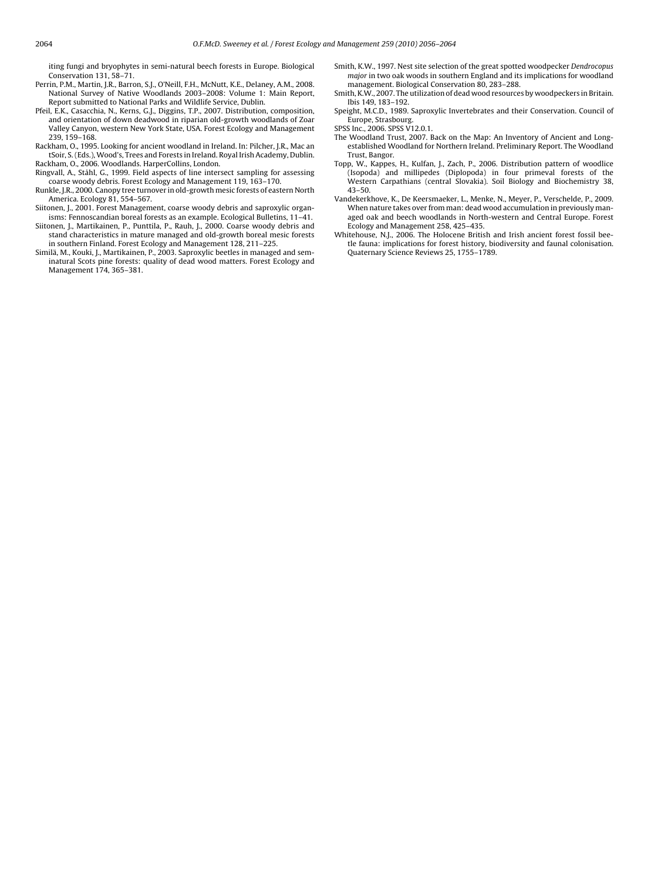iting fungi and bryophytes in semi-natural beech forests in Europe. Biological Conservation 131, 58–71.

Perrin, P.M., Martin, J.R., Barron, S.J., O'Neill, F.H., McNutt, K.E., Delaney, A.M., 2008. National Survey of Native Woodlands 2003–2008: Volume 1: Main Report, Report submitted to National Parks and Wildlife Service, Dublin.

Pfeil, E.K., Casacchia, N., Kerns, G.J., Diggins, T.P., 2007. Distribution, composition, and orientation of down deadwood in riparian old-growth woodlands of Zoar Valley Canyon, western New York State, USA. Forest Ecology and Management 239, 159–168.

Rackham, O., 1995. Looking for ancient woodland in Ireland. In: Pilcher, J.R., Mac an tSoir, S. (Eds.), Wood's, Trees and Forests in Ireland. Royal Irish Academy, Dublin.

Rackham, O., 2006. Woodlands. HarperCollins, London.

Ringvall, A., Ståhl, G., 1999. Field aspects of line intersect sampling for assessing coarse woody debris. Forest Ecology and Management 119, 163–170.

Runkle, J.R., 2000. Canopy tree turnover in old-growth mesic forests of eastern North America. Ecology 81, 554–567.

Siitonen, J., 2001. Forest Management, coarse woody debris and saproxylic organisms: Fennoscandian boreal forests as an example. Ecological Bulletins, 11–41.

Siitonen, J., Martikainen, P., Punttila, P., Rauh, J., 2000. Coarse woody debris and stand characteristics in mature managed and old-growth boreal mesic forests in southern Finland. Forest Ecology and Management 128, 211–225.

Similä, M., Kouki, J., Martikainen, P., 2003. Saproxylic beetles in managed and seminatural Scots pine forests: quality of dead wood matters. Forest Ecology and Management 174, 365–381.

Smith, K.W., 1997. Nest site selection of the great spotted woodpecker *Dendrocopus major* in two oak woods in southern England and its implications for woodland management. Biological Conservation 80, 283–288.

Smith, K.W., 2007. The utilization of dead wood resources by woodpeckers in Britain. Ibis 149, 183–192.

Speight, M.C.D., 1989. Saproxylic Invertebrates and their Conservation. Council of Europe, Strasbourg.

SPSS Inc., 2006. SPSS V12.0.1.

The Woodland Trust, 2007. Back on the Map: An Inventory of Ancient and Long-established Woodland for Northern Ireland. Preliminary Report. The Woodland Trust, Bangor.

Topp, W., Kappes, H., Kulfan, J., Zach, P., 2006. Distribution pattern of woodlice (Isopoda) and millipedes (Diplopoda) in four primeval forests of the Western Carpathians (central Slovakia). Soil Biology and Biochemistry 38, 43–50.

Vandekerkhove, K., De Keersmaeker, L., Menke, N., Meyer, P., Verschelde, P., 2009. When nature takes over from man: dead wood accumulation in previously managed oak and beech woodlands in North-western and Central Europe. Forest Ecology and Management 258, 425–435.

Whitehouse, N.J., 2006. The Holocene British and Irish ancient forest fossil beetle fauna: implications for forest history, biodiversity and faunal colonisation. Quaternary Science Reviews 25, 1755–1789.